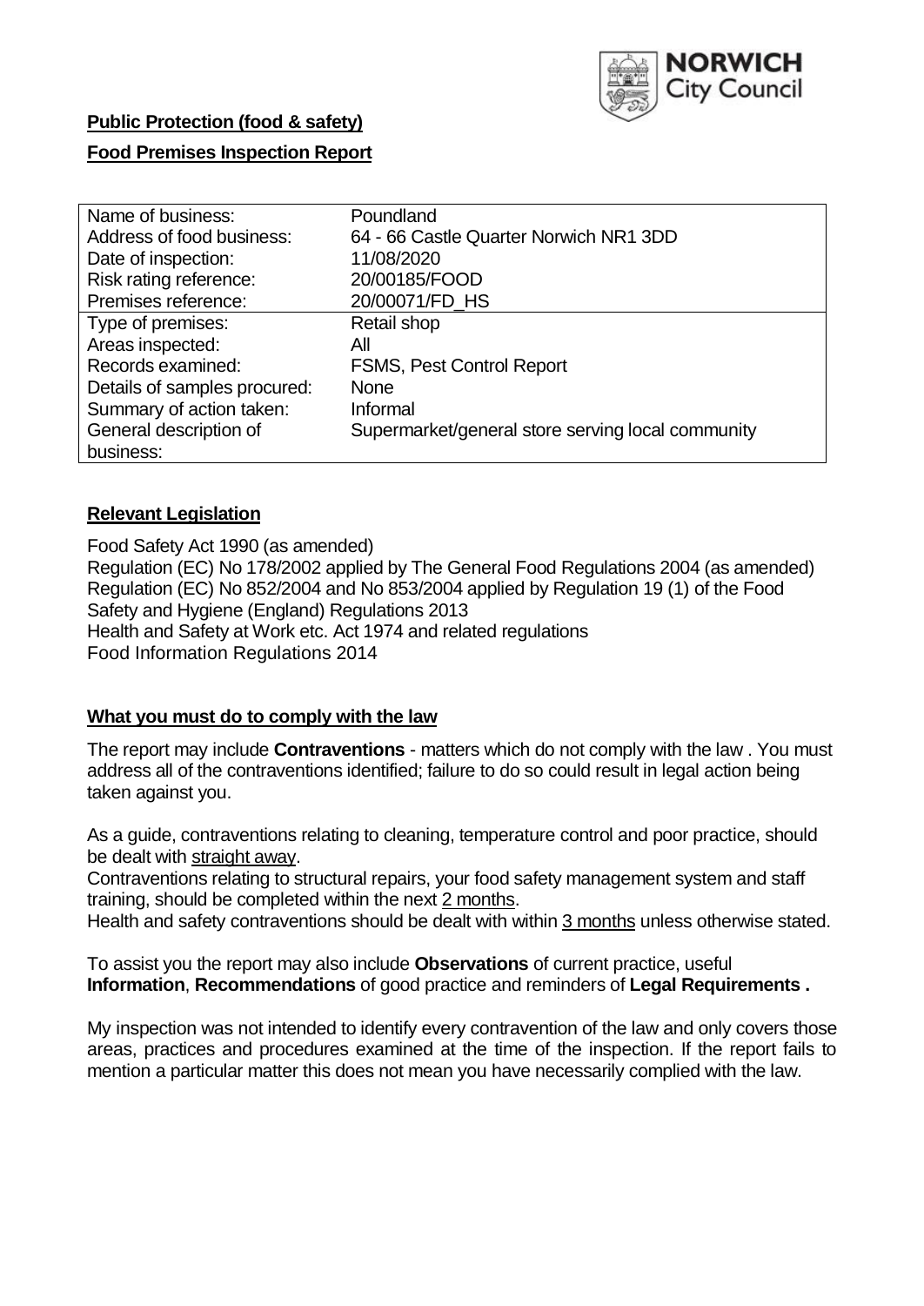**Public Protection (food & safety)**

**Food Premises Inspection Report**

| Name of business: | Poundland |
|---|---|
| Address of food business: | 64 - 66 Castle Quarter Norwich NR1 3DD |
| Date of inspection: | 11/08/2020 |
| Risk rating reference: | 20/00185/FOOD |
| Premises reference: | 20/00071/FD_HS |
| Type of premises: | Retail shop |
| Areas inspected: | All |
| Records examined: | FSMS, Pest Control Report |
| Details of samples procured: | None |
| Summary of action taken: | Informal |
| General description of business: | Supermarket/general store serving local community |

## Relevant Legislation

Food Safety Act 1990 (as amended)
Regulation (EC) No 178/2002 applied by The General Food Regulations 2004 (as amended)
Regulation (EC) No 852/2004 and No 853/2004 applied by Regulation 19 (1) of the Food Safety and Hygiene (England) Regulations 2013
Health and Safety at Work etc. Act 1974 and related regulations
Food Information Regulations 2014

## What you must do to comply with the law

The report may include **Contraventions** - matters which do not comply with the law . You must address all of the contraventions identified; failure to do so could result in legal action being taken against you.

As a guide, contraventions relating to cleaning, temperature control and poor practice, should be dealt with straight away.

Contraventions relating to structural repairs, your food safety management system and staff training, should be completed within the next 2 months.

Health and safety contraventions should be dealt with within 3 months unless otherwise stated.

To assist you the report may also include **Observations** of current practice, useful **Information**, **Recommendations** of good practice and reminders of **Legal Requirements .**

My inspection was not intended to identify every contravention of the law and only covers those areas, practices and procedures examined at the time of the inspection. If the report fails to mention a particular matter this does not mean you have necessarily complied with the law.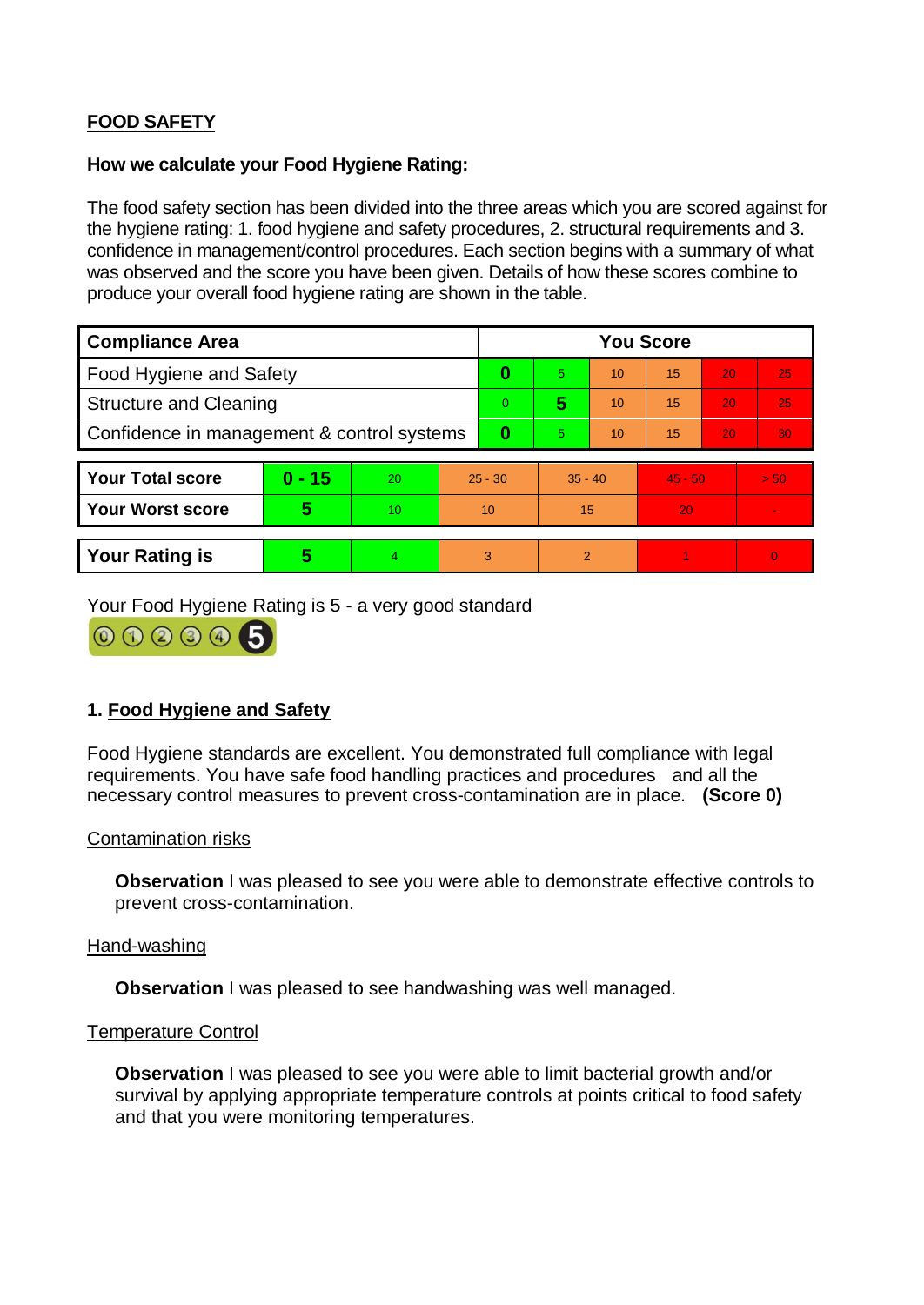**FOOD SAFETY**

**How we calculate your Food Hygiene Rating:**

The food safety section has been divided into the three areas which you are scored against for the hygiene rating: 1. food hygiene and safety procedures, 2. structural requirements and 3. confidence in management/control procedures. Each section begins with a summary of what was observed and the score you have been given. Details of how these scores combine to produce your overall food hygiene rating are shown in the table.

| Compliance Area | You Score | | | | | |
|---|---|---|---|---|---|---|
| Food Hygiene and Safety | **0** | 5 | 10 | 15 | 20 | 25 |
| Structure and Cleaning | 0 | **5** | 10 | 15 | 20 | 25 |
| Confidence in management & control systems | **0** | 5 | 10 | 15 | 20 | 30 |

| | | | | | | |
|---|---|---|---|---|---|---|
| **Your Total score** | **0 - 15** | 20 | 25 - 30 | 35 - 40 | 45 - 50 | > 50 |
| **Your Worst score** | **5** | 10 | 10 | 15 | 20 | - |
| **Your Rating is** | **5** | 4 | 3 | 2 | 1 | 0 |

Your Food Hygiene Rating is 5 - a very good standard

## 1. Food Hygiene and Safety

Food Hygiene standards are excellent. You demonstrated full compliance with legal requirements. You have safe food handling practices and procedures and all the necessary control measures to prevent cross-contamination are in place. **(Score 0)**

Contamination risks

**Observation** I was pleased to see you were able to demonstrate effective controls to prevent cross-contamination.

Hand-washing

**Observation** I was pleased to see handwashing was well managed.

Temperature Control

**Observation** I was pleased to see you were able to limit bacterial growth and/or survival by applying appropriate temperature controls at points critical to food safety and that you were monitoring temperatures.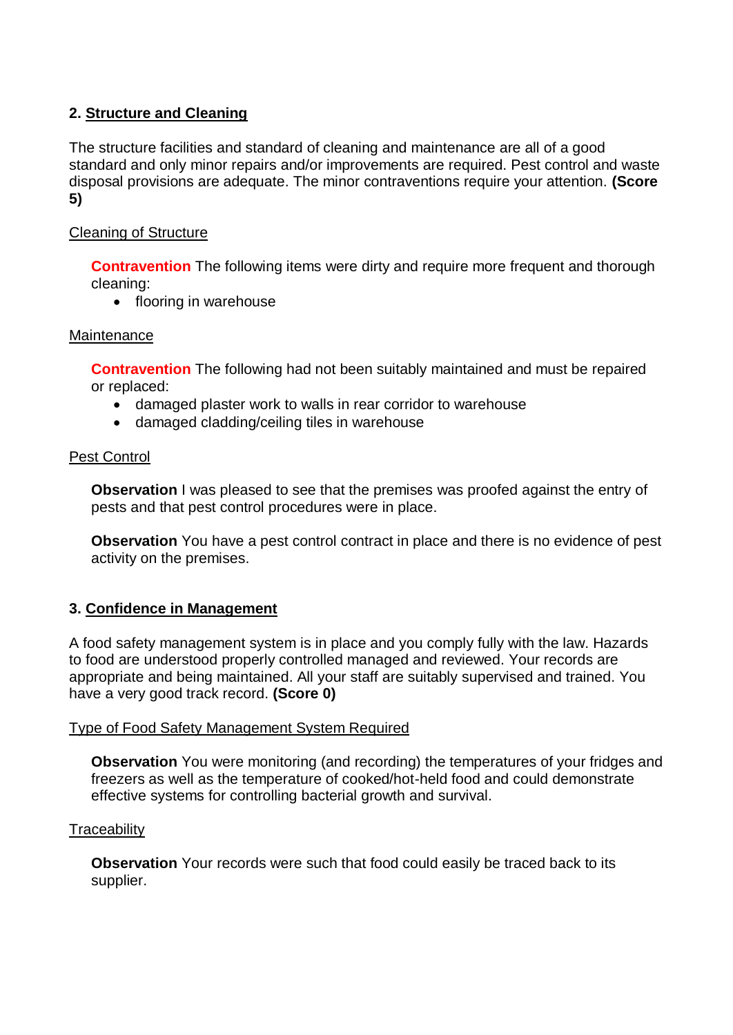## 2. Structure and Cleaning

The structure facilities and standard of cleaning and maintenance are all of a good standard and only minor repairs and/or improvements are required. Pest control and waste disposal provisions are adequate. The minor contraventions require your attention. **(Score 5)**

### Cleaning of Structure

**Contravention** The following items were dirty and require more frequent and thorough cleaning:

- flooring in warehouse

### Maintenance

**Contravention** The following had not been suitably maintained and must be repaired or replaced:

- damaged plaster work to walls in rear corridor to warehouse
- damaged cladding/ceiling tiles in warehouse

### Pest Control

**Observation** I was pleased to see that the premises was proofed against the entry of pests and that pest control procedures were in place.

**Observation** You have a pest control contract in place and there is no evidence of pest activity on the premises.

## 3. Confidence in Management

A food safety management system is in place and you comply fully with the law. Hazards to food are understood properly controlled managed and reviewed. Your records are appropriate and being maintained. All your staff are suitably supervised and trained. You have a very good track record. **(Score 0)**

### Type of Food Safety Management System Required

**Observation** You were monitoring (and recording) the temperatures of your fridges and freezers as well as the temperature of cooked/hot-held food and could demonstrate effective systems for controlling bacterial growth and survival.

### Traceability

**Observation** Your records were such that food could easily be traced back to its supplier.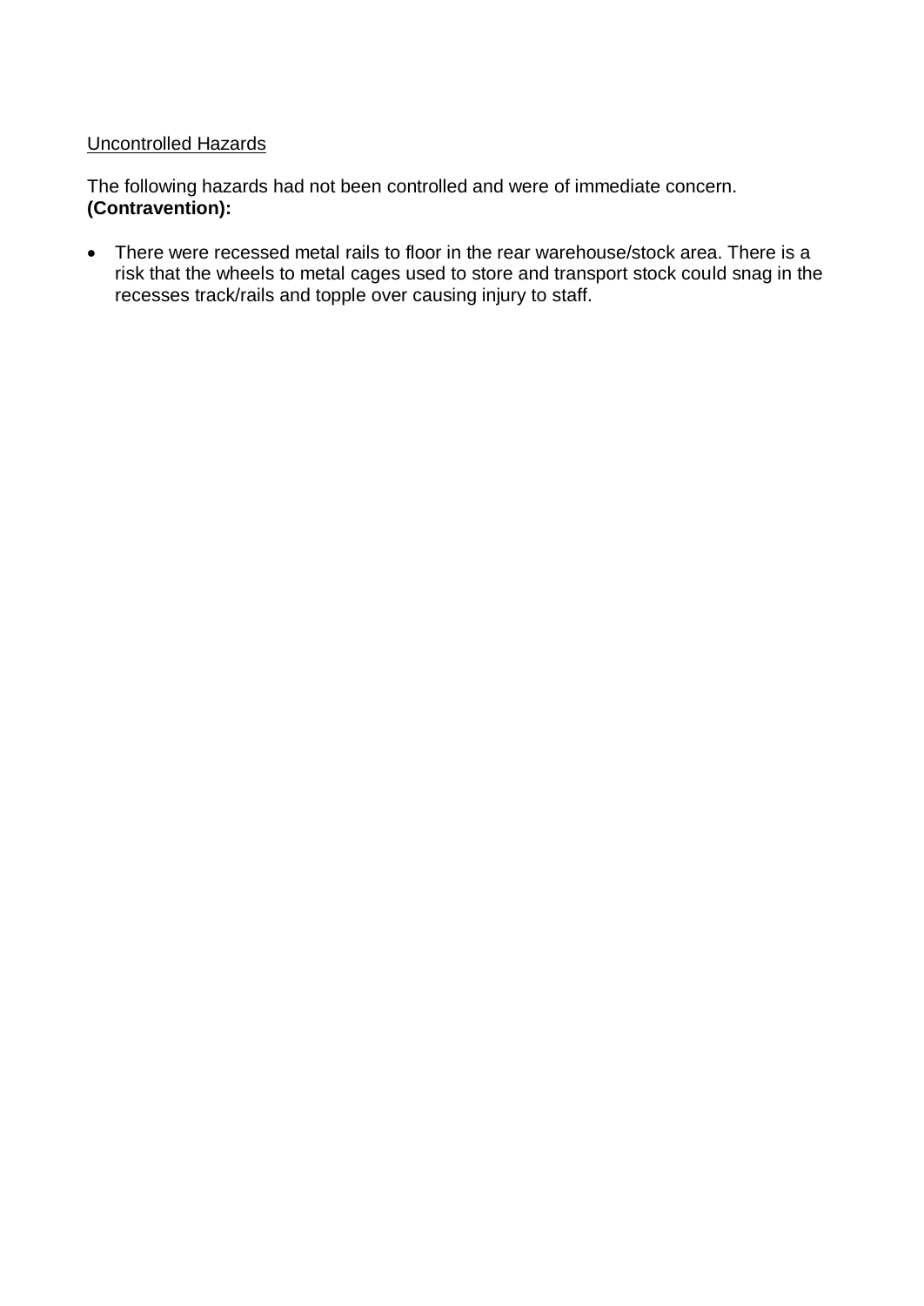<u>Uncontrolled Hazards</u>

The following hazards had not been controlled and were of immediate concern.
**(Contravention):**

- There were recessed metal rails to floor in the rear warehouse/stock area. There is a risk that the wheels to metal cages used to store and transport stock could snag in the recesses track/rails and topple over causing injury to staff.